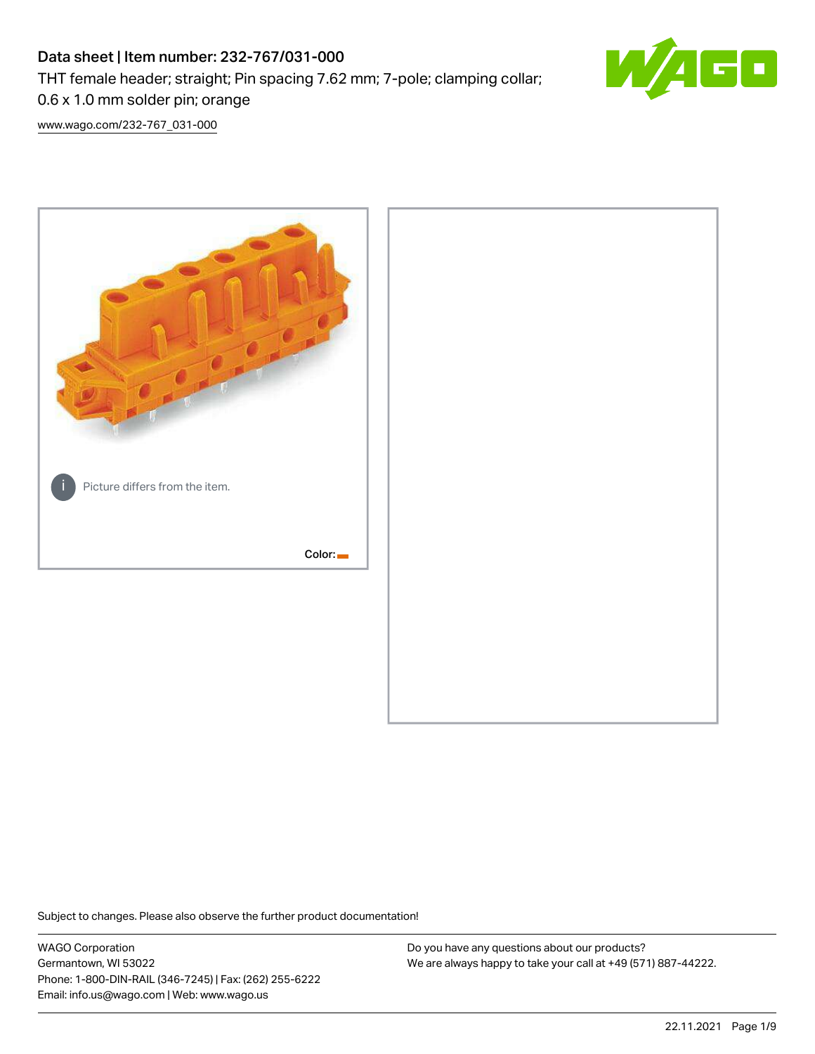# Data sheet | Item number: 232-767/031-000

THT female header; straight; Pin spacing 7.62 mm; 7-pole; clamping collar; 0.6 x 1.0 mm solder pin; orange

www.wago.com/232-767_031-000

Picture differs from the item.

Color:

Subject to changes. Please also observe the further product documentation!

WAGO Corporation
Germantown, WI 53022
Phone: 1-800-DIN-RAIL (346-7245) | Fax: (262) 255-6222
Email: info.us@wago.com | Web: www.wago.us

Do you have any questions about our products?
We are always happy to take your call at +49 (571) 887-44222.

22.11.2021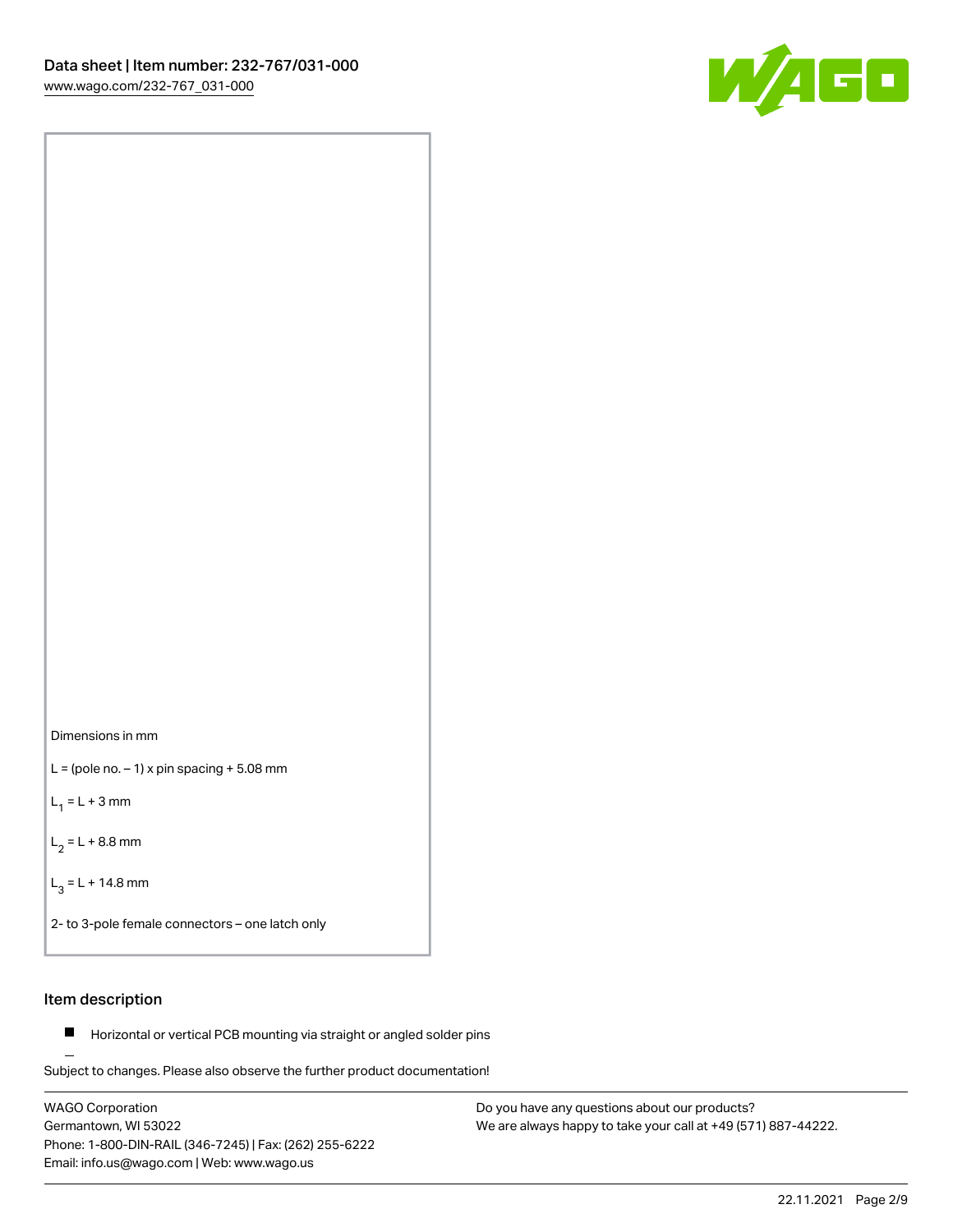Dimensions in mm

L = (pole no. – 1) x pin spacing + 5.08 mm

$L_1$ = L + 3 mm

$L_2$ = L + 8.8 mm

$L_3$ = L + 14.8 mm

2- to 3-pole female connectors – one latch only

## Item description

- Horizontal or vertical PCB mounting via straight or angled solder pins

Subject to changes. Please also observe the further product documentation!

WAGO Corporation
Germantown, WI 53022
Phone: 1-800-DIN-RAIL (346-7245) | Fax: (262) 255-6222
Email: info.us@wago.com | Web: www.wago.us

Do you have any questions about our products?
We are always happy to take your call at +49 (571) 887-44222.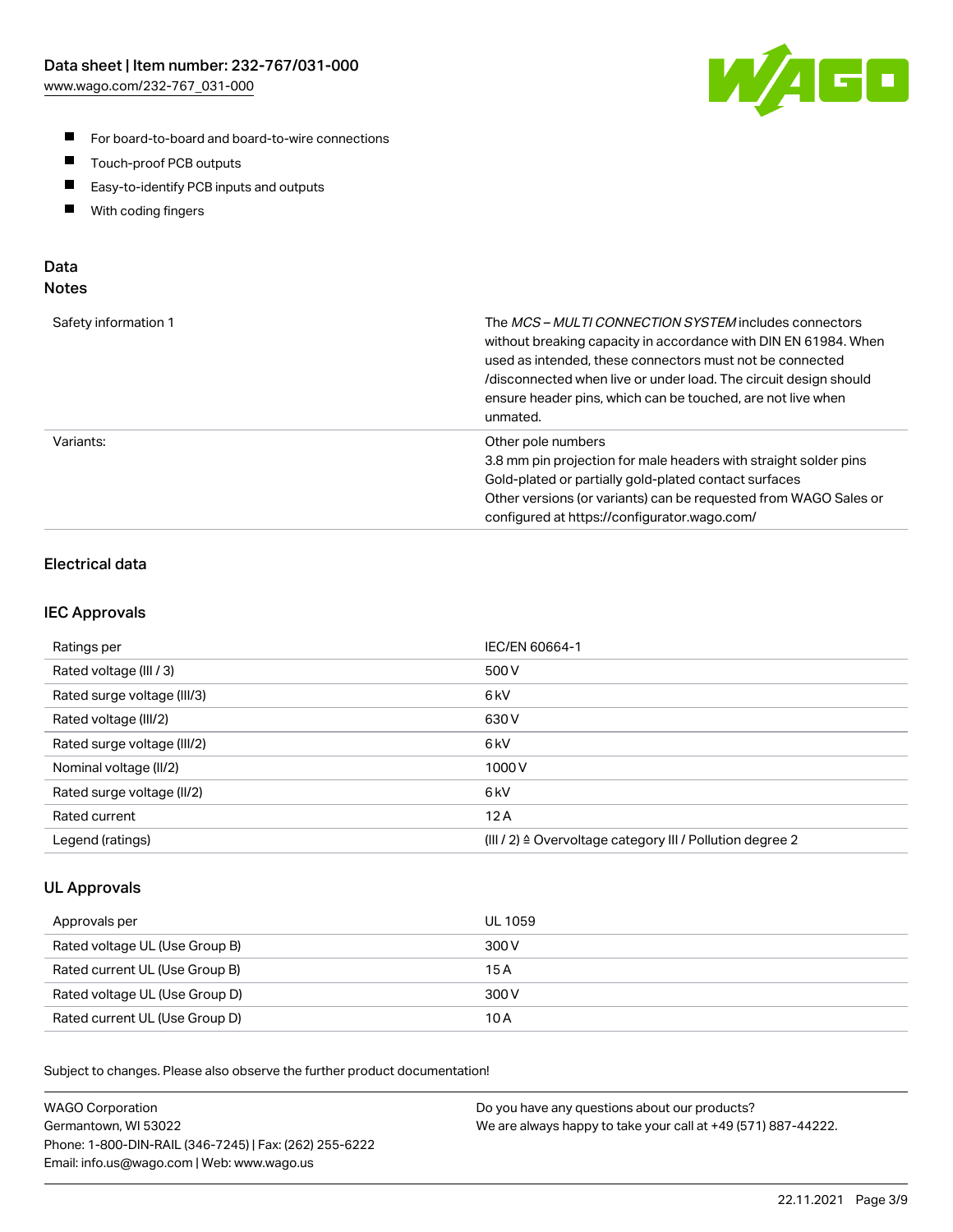- For board-to-board and board-to-wire connections
- Touch-proof PCB outputs
- Easy-to-identify PCB inputs and outputs
- With coding fingers

## Data
### Notes

| | |
|---|---|
| Safety information 1 | The *MCS – MULTI CONNECTION SYSTEM* includes connectors without breaking capacity in accordance with DIN EN 61984. When used as intended, these connectors must not be connected /disconnected when live or under load. The circuit design should ensure header pins, which can be touched, are not live when unmated. |
| Variants: | Other pole numbers<br>3.8 mm pin projection for male headers with straight solder pins<br>Gold-plated or partially gold-plated contact surfaces<br>Other versions (or variants) can be requested from WAGO Sales or configured at https://configurator.wago.com/ |

### Electrical data

### IEC Approvals

| | |
|---|---|
| Ratings per | IEC/EN 60664-1 |
| Rated voltage (III / 3) | 500 V |
| Rated surge voltage (III/3) | 6 kV |
| Rated voltage (III/2) | 630 V |
| Rated surge voltage (III/2) | 6 kV |
| Nominal voltage (II/2) | 1000 V |
| Rated surge voltage (II/2) | 6 kV |
| Rated current | 12 A |
| Legend (ratings) | (III / 2) ≙ Overvoltage category III / Pollution degree 2 |

### UL Approvals

| | |
|---|---|
| Approvals per | UL 1059 |
| Rated voltage UL (Use Group B) | 300 V |
| Rated current UL (Use Group B) | 15 A |
| Rated voltage UL (Use Group D) | 300 V |
| Rated current UL (Use Group D) | 10 A |

Subject to changes. Please also observe the further product documentation!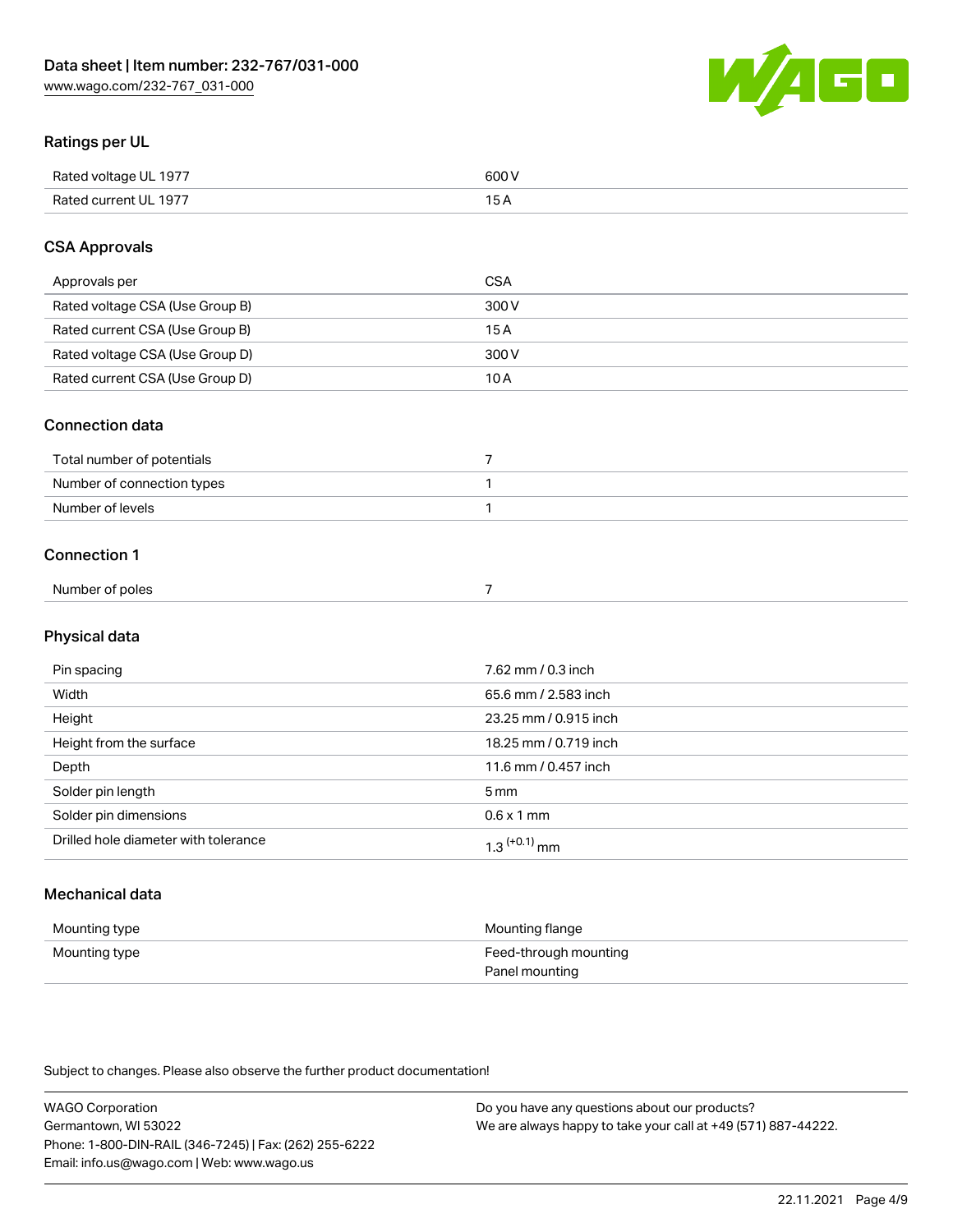## Ratings per UL

| | |
|---|---|
| Rated voltage UL 1977 | 600 V |
| Rated current UL 1977 | 15 A |

## CSA Approvals

| | |
|---|---|
| Approvals per | CSA |
| Rated voltage CSA (Use Group B) | 300 V |
| Rated current CSA (Use Group B) | 15 A |
| Rated voltage CSA (Use Group D) | 300 V |
| Rated current CSA (Use Group D) | 10 A |

## Connection data

| | |
|---|---|
| Total number of potentials | 7 |
| Number of connection types | 1 |
| Number of levels | 1 |

## Connection 1

| | |
|---|---|
| Number of poles | 7 |

## Physical data

| | |
|---|---|
| Pin spacing | 7.62 mm / 0.3 inch |
| Width | 65.6 mm / 2.583 inch |
| Height | 23.25 mm / 0.915 inch |
| Height from the surface | 18.25 mm / 0.719 inch |
| Depth | 11.6 mm / 0.457 inch |
| Solder pin length | 5 mm |
| Solder pin dimensions | 0.6 x 1 mm |
| Drilled hole diameter with tolerance | $1.3^{(+0.1)}$ mm |

## Mechanical data

| | |
|---|---|
| Mounting type | Mounting flange |
| Mounting type | Feed-through mounting<br>Panel mounting |

Subject to changes. Please also observe the further product documentation!

WAGO Corporation
Germantown, WI 53022
Phone: 1-800-DIN-RAIL (346-7245) | Fax: (262) 255-6222
Email: info.us@wago.com | Web: www.wago.us

Do you have any questions about our products?
We are always happy to take your call at +49 (571) 887-44222.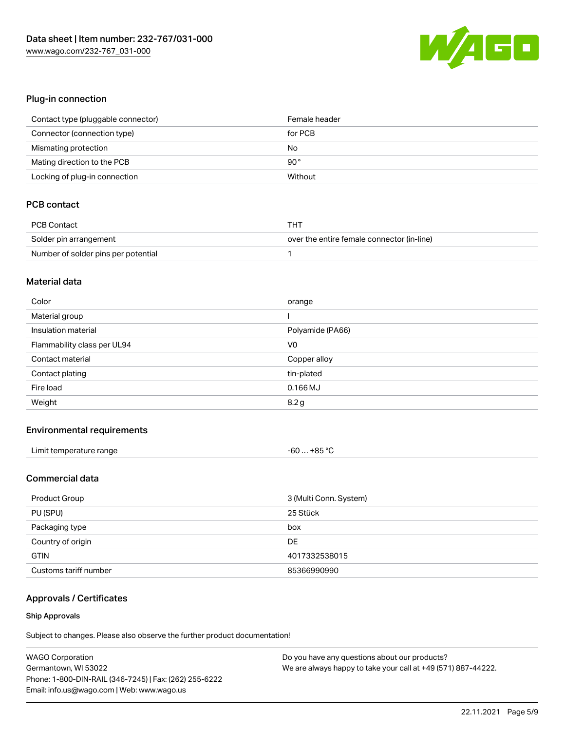## Plug-in connection

| | |
|---|---|
| Contact type (pluggable connector) | Female header |
| Connector (connection type) | for PCB |
| Mismating protection | No |
| Mating direction to the PCB | 90° |
| Locking of plug-in connection | Without |

## PCB contact

| | |
|---|---|
| PCB Contact | THT |
| Solder pin arrangement | over the entire female connector (in-line) |
| Number of solder pins per potential | 1 |

## Material data

| | |
|---|---|
| Color | orange |
| Material group | I |
| Insulation material | Polyamide (PA66) |
| Flammability class per UL94 | V0 |
| Contact material | Copper alloy |
| Contact plating | tin-plated |
| Fire load | 0.166 MJ |
| Weight | 8.2 g |

## Environmental requirements

| | |
|---|---|
| Limit temperature range | -60 … +85 °C |

## Commercial data

| | |
|---|---|
| Product Group | 3 (Multi Conn. System) |
| PU (SPU) | 25 Stück |
| Packaging type | box |
| Country of origin | DE |
| GTIN | 4017332538015 |
| Customs tariff number | 85366990990 |

## Approvals / Certificates

### Ship Approvals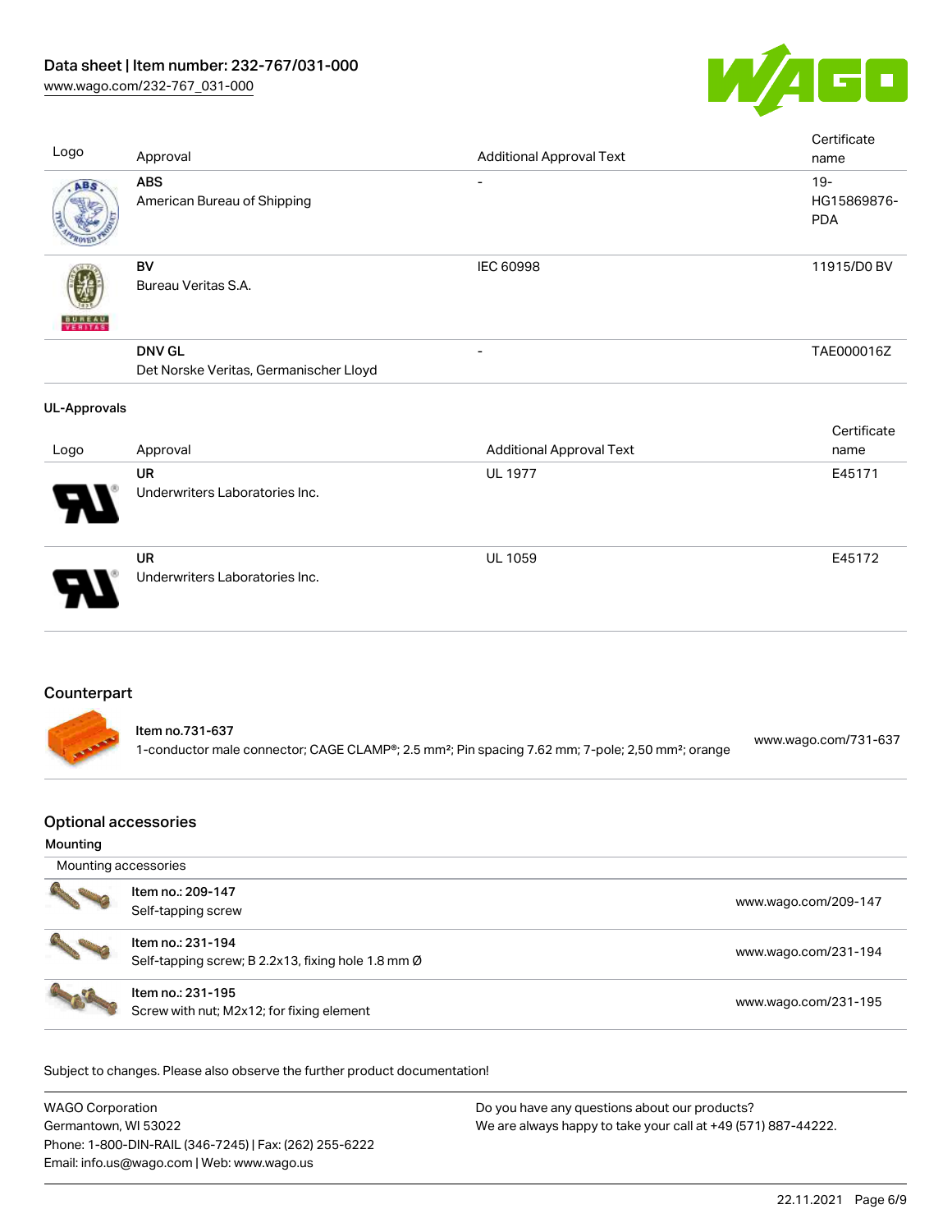| Logo | Approval | Additional Approval Text | Certificate name |
| --- | --- | --- | --- |
| | **ABS**<br>American Bureau of Shipping | - | 19-HG15869876-PDA |
| | **BV**<br>Bureau Veritas S.A. | IEC 60998 | 11915/D0 BV |
| | **DNV GL**<br>Det Norske Veritas, Germanischer Lloyd | - | TAE000016Z |

**UL-Approvals**

| Logo | Approval | Additional Approval Text | Certificate name |
| --- | --- | --- | --- |
| | **UR**<br>Underwriters Laboratories Inc. | UL 1977 | E45171 |
| | **UR**<br>Underwriters Laboratories Inc. | UL 1059 | E45172 |

## Counterpart

| | | |
| --- | --- | --- |
| | **Item no.731-637**<br>1-conductor male connector; CAGE CLAMP®; 2.5 mm²; Pin spacing 7.62 mm; 7-pole; 2,50 mm²; orange | www.wago.com/731-637 |

## Optional accessories

### Mounting

Mounting accessories

| | | |
| --- | --- | --- |
| | **Item no.: 209-147**<br>Self-tapping screw | www.wago.com/209-147 |
| | **Item no.: 231-194**<br>Self-tapping screw; B 2.2x13, fixing hole 1.8 mm Ø | www.wago.com/231-194 |
| | **Item no.: 231-195**<br>Screw with nut; M2x12; for fixing element | www.wago.com/231-195 |

Subject to changes. Please also observe the further product documentation!

WAGO Corporation
Germantown, WI 53022
Phone: 1-800-DIN-RAIL (346-7245) | Fax: (262) 255-6222
Email: info.us@wago.com | Web: www.wago.us

Do you have any questions about our products?
We are always happy to take your call at +49 (571) 887-44222.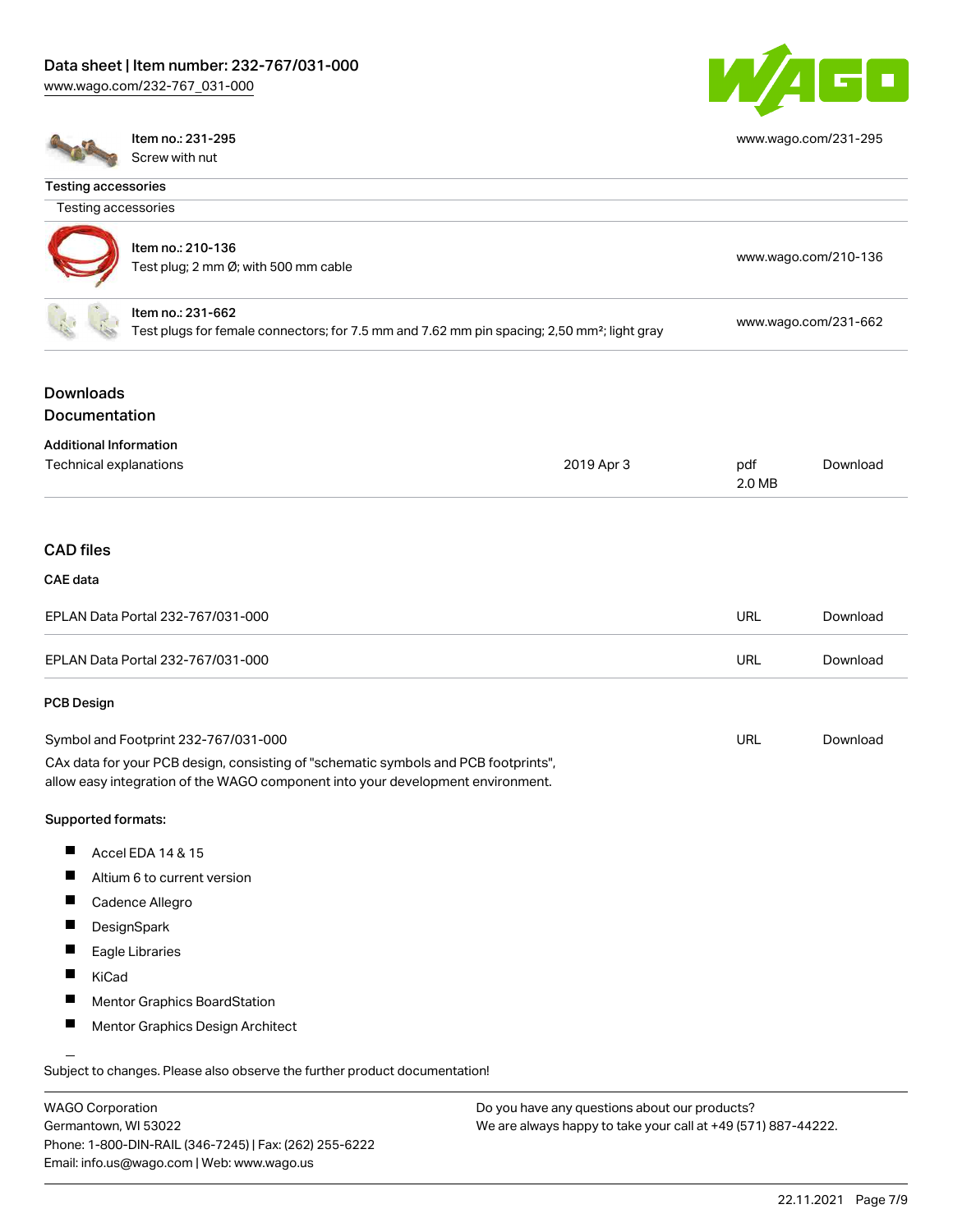| | | |
|---|---|---|
| Item no.: 231-295<br>Screw with nut | | www.wago.com/231-295 |

**Testing accessories**

Testing accessories

| | |
|---|---|
| Item no.: 210-136<br>Test plug; 2 mm Ø; with 500 mm cable | www.wago.com/210-136 |
| Item no.: 231-662<br>Test plugs for female connectors; for 7.5 mm and 7.62 mm pin spacing; 2,50 mm²; light gray | www.wago.com/231-662 |

## Downloads
## Documentation

**Additional Information**

| | | | |
|---|---|---|---|
| Technical explanations | 2019 Apr 3 | pdf<br>2.0 MB | Download |

## CAD files

**CAE data**

| | | |
|---|---|---|
| EPLAN Data Portal 232-767/031-000 | URL | Download |
| EPLAN Data Portal 232-767/031-000 | URL | Download |

**PCB Design**

| | | |
|---|---|---|
| Symbol and Footprint 232-767/031-000 | URL | Download |

CAx data for your PCB design, consisting of "schematic symbols and PCB footprints", allow easy integration of the WAGO component into your development environment.

**Supported formats:**

- Accel EDA 14 & 15
- Altium 6 to current version
- Cadence Allegro
- DesignSpark
- Eagle Libraries
- KiCad
- Mentor Graphics BoardStation
- Mentor Graphics Design Architect

Subject to changes. Please also observe the further product documentation!

WAGO Corporation
Germantown, WI 53022
Phone: 1-800-DIN-RAIL (346-7245) | Fax: (262) 255-6222
Email: info.us@wago.com | Web: www.wago.us

Do you have any questions about our products?
We are always happy to take your call at +49 (571) 887-44222.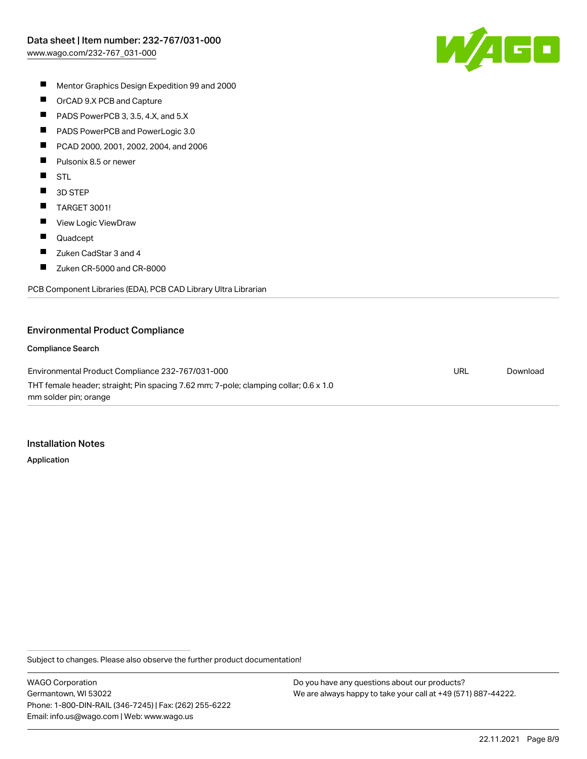- Mentor Graphics Design Expedition 99 and 2000
- OrCAD 9.X PCB and Capture
- PADS PowerPCB 3, 3.5, 4.X, and 5.X
- PADS PowerPCB and PowerLogic 3.0
- PCAD 2000, 2001, 2002, 2004, and 2006
- Pulsonix 8.5 or newer
- STL
- 3D STEP
- TARGET 3001!
- View Logic ViewDraw
- Quadcept
- Zuken CadStar 3 and 4
- Zuken CR-5000 and CR-8000

PCB Component Libraries (EDA), PCB CAD Library Ultra Librarian

## Environmental Product Compliance

### Compliance Search

| | | |
|---|---|---|
| Environmental Product Compliance 232-767/031-000<br>THT female header; straight; Pin spacing 7.62 mm; 7-pole; clamping collar; 0.6 x 1.0 mm solder pin; orange | URL | Download |

## Installation Notes

### Application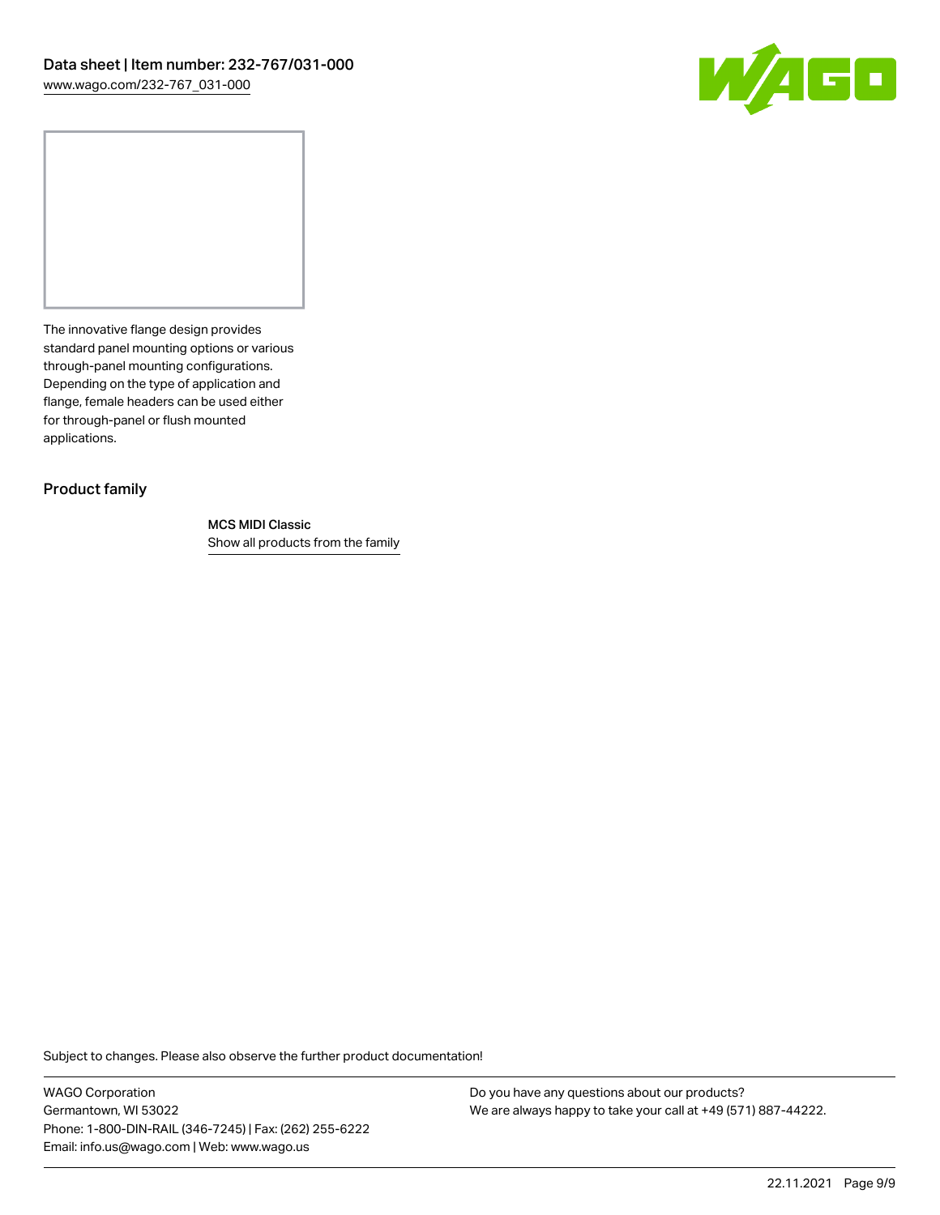The innovative flange design provides standard panel mounting options or various through-panel mounting configurations. Depending on the type of application and flange, female headers can be used either for through-panel or flush mounted applications.

## Product family

MCS MIDI Classic
Show all products from the family

Subject to changes. Please also observe the further product documentation!

WAGO Corporation
Germantown, WI 53022
Phone: 1-800-DIN-RAIL (346-7245) | Fax: (262) 255-6222
Email: info.us@wago.com | Web: www.wago.us

Do you have any questions about our products?
We are always happy to take your call at +49 (571) 887-44222.